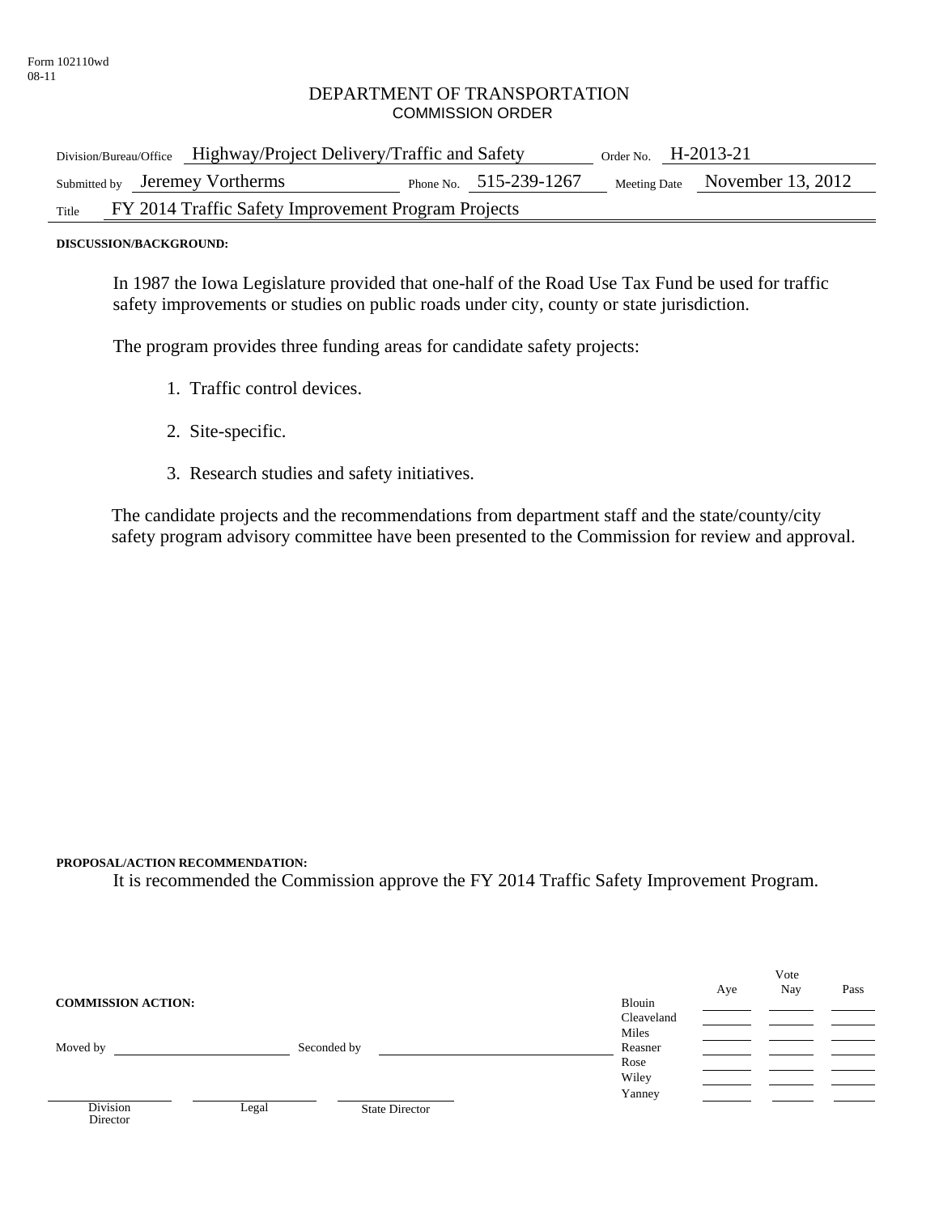Form 102110wd
08-11

# DEPARTMENT OF TRANSPORTATION
## COMMISSION ORDER

| | | | |
|---|---|---|---|
| Division/Bureau/Office | Highway/Project Delivery/Traffic and Safety | Order No. | H-2013-21 |
| Submitted by | Jeremey Vortherms | Phone No. | 515-239-1267 |
| Meeting Date | November 13, 2012 | | |
| Title | FY 2014 Traffic Safety Improvement Program Projects | | |

**DISCUSSION/BACKGROUND:**

In 1987 the Iowa Legislature provided that one-half of the Road Use Tax Fund be used for traffic safety improvements or studies on public roads under city, county or state jurisdiction.

The program provides three funding areas for candidate safety projects:

1. Traffic control devices.
2. Site-specific.
3. Research studies and safety initiatives.

The candidate projects and the recommendations from department staff and the state/county/city safety program advisory committee have been presented to the Commission for review and approval.

**PROPOSAL/ACTION RECOMMENDATION:**

It is recommended the Commission approve the FY 2014 Traffic Safety Improvement Program.

**COMMISSION ACTION:**

Moved by ______________ Seconded by ______________

| | Vote Aye | Vote Nay | Pass |
|---|---|---|---|
| Blouin | | | |
| Cleaveland | | | |
| Miles | | | |
| Reasner | | | |
| Rose | | | |
| Wiley | | | |
| Yanney | | | |

______________ Division Director

______________ Legal

______________ State Director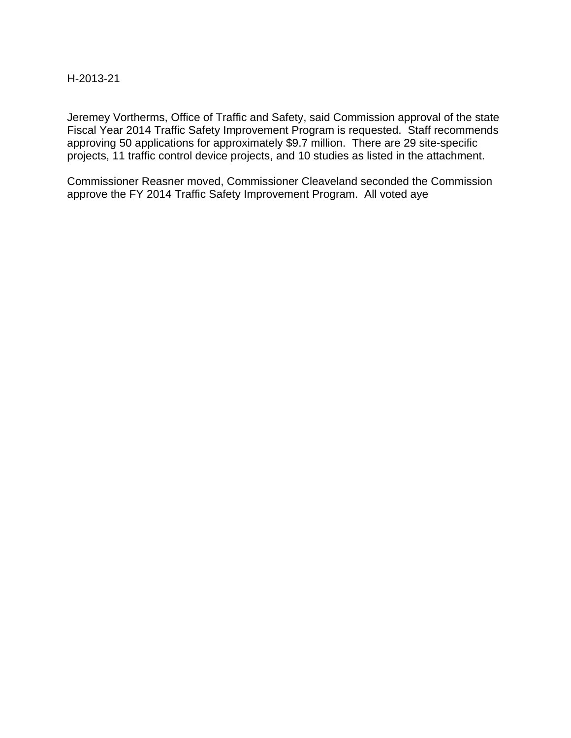H-2013-21

Jeremey Vortherms, Office of Traffic and Safety, said Commission approval of the state Fiscal Year 2014 Traffic Safety Improvement Program is requested. Staff recommends approving 50 applications for approximately $9.7 million. There are 29 site-specific projects, 11 traffic control device projects, and 10 studies as listed in the attachment.

Commissioner Reasner moved, Commissioner Cleaveland seconded the Commission approve the FY 2014 Traffic Safety Improvement Program. All voted aye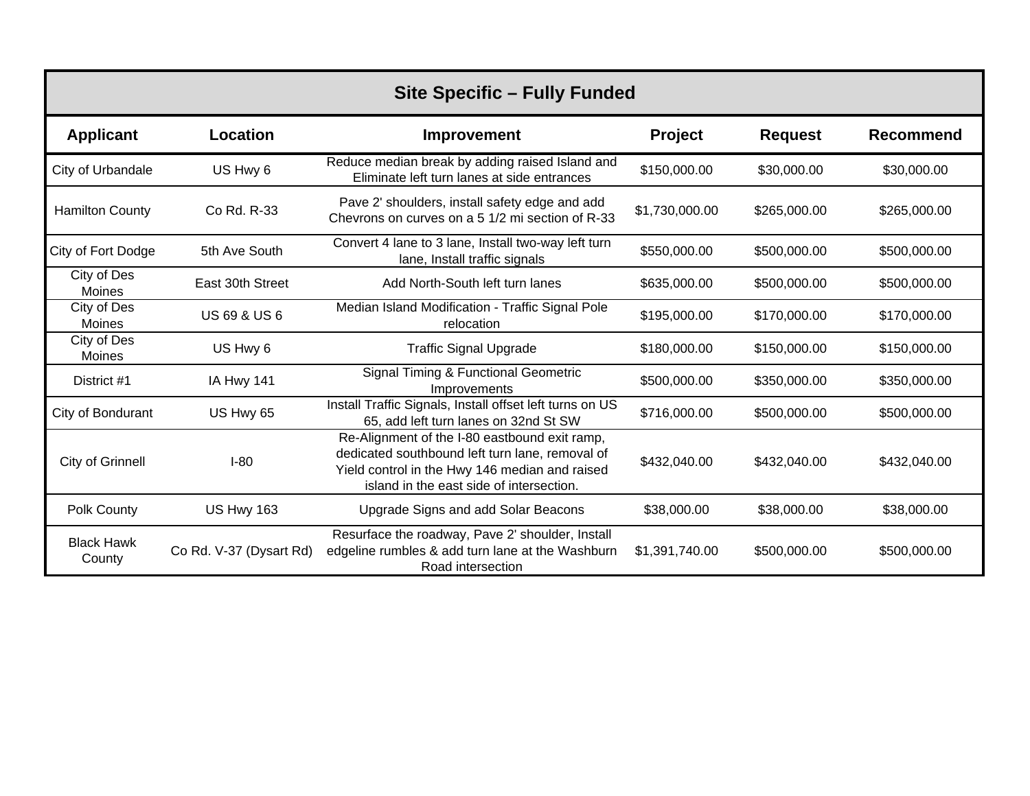| Site Specific – Fully Funded | | | | | |
|---|---|---|---|---|---|
| **Applicant** | **Location** | **Improvement** | **Project** | **Request** | **Recommend** |
| City of Urbandale | US Hwy 6 | Reduce median break by adding raised Island and Eliminate left turn lanes at side entrances | $150,000.00 | $30,000.00 | $30,000.00 |
| Hamilton County | Co Rd. R-33 | Pave 2' shoulders, install safety edge and add Chevrons on curves on a 5 1/2 mi section of R-33 | $1,730,000.00 | $265,000.00 | $265,000.00 |
| City of Fort Dodge | 5th Ave South | Convert 4 lane to 3 lane, Install two-way left turn lane, Install traffic signals | $550,000.00 | $500,000.00 | $500,000.00 |
| City of Des Moines | East 30th Street | Add North-South left turn lanes | $635,000.00 | $500,000.00 | $500,000.00 |
| City of Des Moines | US 69 & US 6 | Median Island Modification - Traffic Signal Pole relocation | $195,000.00 | $170,000.00 | $170,000.00 |
| City of Des Moines | US Hwy 6 | Traffic Signal Upgrade | $180,000.00 | $150,000.00 | $150,000.00 |
| District #1 | IA Hwy 141 | Signal Timing & Functional Geometric Improvements | $500,000.00 | $350,000.00 | $350,000.00 |
| City of Bondurant | US Hwy 65 | Install Traffic Signals, Install offset left turns on US 65, add left turn lanes on 32nd St SW | $716,000.00 | $500,000.00 | $500,000.00 |
| City of Grinnell | I-80 | Re-Alignment of the I-80 eastbound exit ramp, dedicated southbound left turn lane, removal of Yield control in the Hwy 146 median and raised island in the east side of intersection. | $432,040.00 | $432,040.00 | $432,040.00 |
| Polk County | US Hwy 163 | Upgrade Signs and add Solar Beacons | $38,000.00 | $38,000.00 | $38,000.00 |
| Black Hawk County | Co Rd. V-37 (Dysart Rd) | Resurface the roadway, Pave 2' shoulder, Install edgeline rumbles & add turn lane at the Washburn Road intersection | $1,391,740.00 | $500,000.00 | $500,000.00 |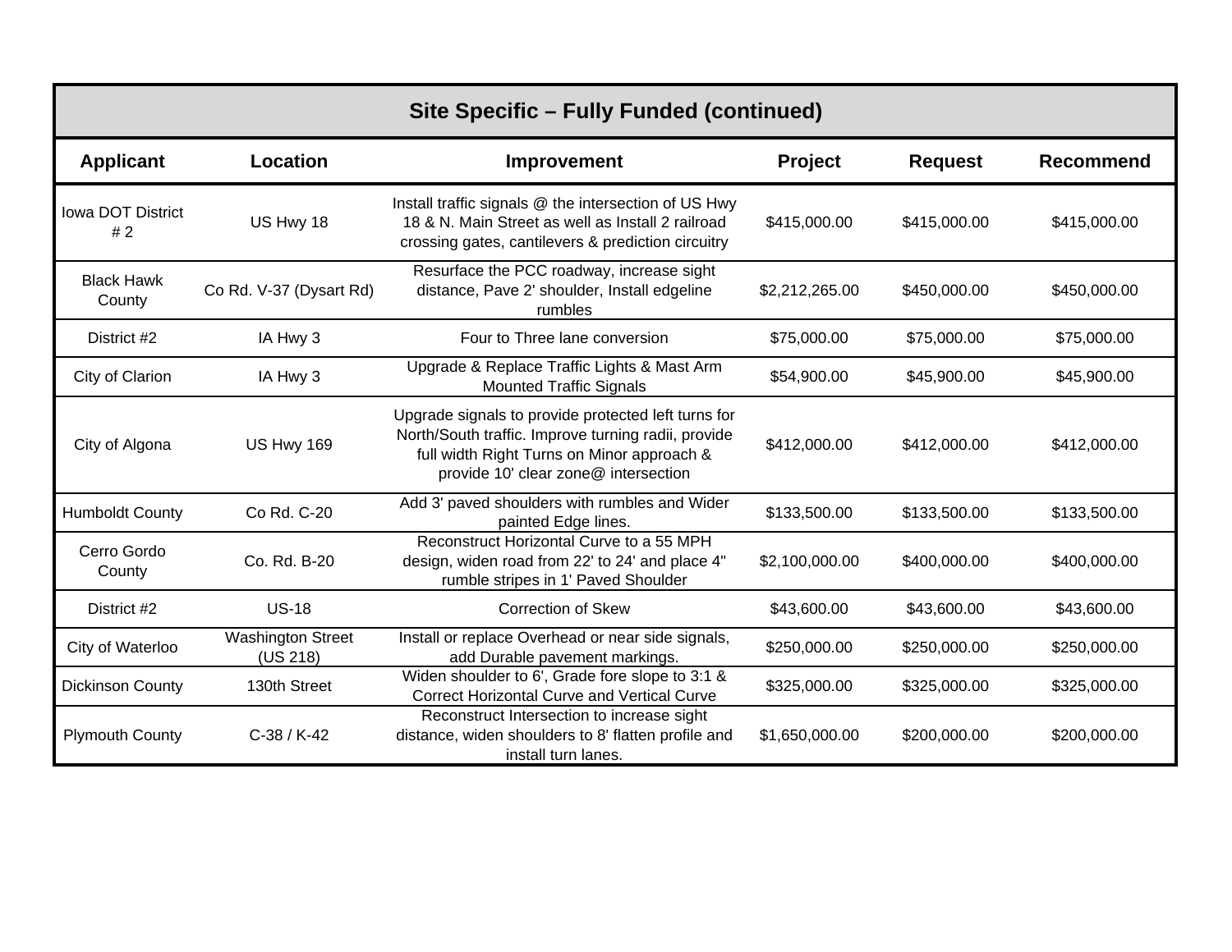| Site Specific – Fully Funded (continued) | | | | | |
|---|---|---|---|---|---|
| **Applicant** | **Location** | **Improvement** | **Project** | **Request** | **Recommend** |
| Iowa DOT District # 2 | US Hwy 18 | Install traffic signals @ the intersection of US Hwy 18 & N. Main Street as well as Install 2 railroad crossing gates, cantilevers & prediction circuitry | $415,000.00 | $415,000.00 | $415,000.00 |
| Black Hawk County | Co Rd. V-37 (Dysart Rd) | Resurface the PCC roadway, increase sight distance, Pave 2' shoulder, Install edgeline rumbles | $2,212,265.00 | $450,000.00 | $450,000.00 |
| District #2 | IA Hwy 3 | Four to Three lane conversion | $75,000.00 | $75,000.00 | $75,000.00 |
| City of Clarion | IA Hwy 3 | Upgrade & Replace Traffic Lights & Mast Arm Mounted Traffic Signals | $54,900.00 | $45,900.00 | $45,900.00 |
| City of Algona | US Hwy 169 | Upgrade signals to provide protected left turns for North/South traffic. Improve turning radii, provide full width Right Turns on Minor approach & provide 10' clear zone@ intersection | $412,000.00 | $412,000.00 | $412,000.00 |
| Humboldt County | Co Rd. C-20 | Add 3' paved shoulders with rumbles and Wider painted Edge lines. | $133,500.00 | $133,500.00 | $133,500.00 |
| Cerro Gordo County | Co. Rd. B-20 | Reconstruct Horizontal Curve to a 55 MPH design, widen road from 22' to 24' and place 4" rumble stripes in 1' Paved Shoulder | $2,100,000.00 | $400,000.00 | $400,000.00 |
| District #2 | US-18 | Correction of Skew | $43,600.00 | $43,600.00 | $43,600.00 |
| City of Waterloo | Washington Street (US 218) | Install or replace Overhead or near side signals, add Durable pavement markings. | $250,000.00 | $250,000.00 | $250,000.00 |
| Dickinson County | 130th Street | Widen shoulder to 6', Grade fore slope to 3:1 & Correct Horizontal Curve and Vertical Curve | $325,000.00 | $325,000.00 | $325,000.00 |
| Plymouth County | C-38 / K-42 | Reconstruct Intersection to increase sight distance, widen shoulders to 8' flatten profile and install turn lanes. | $1,650,000.00 | $200,000.00 | $200,000.00 |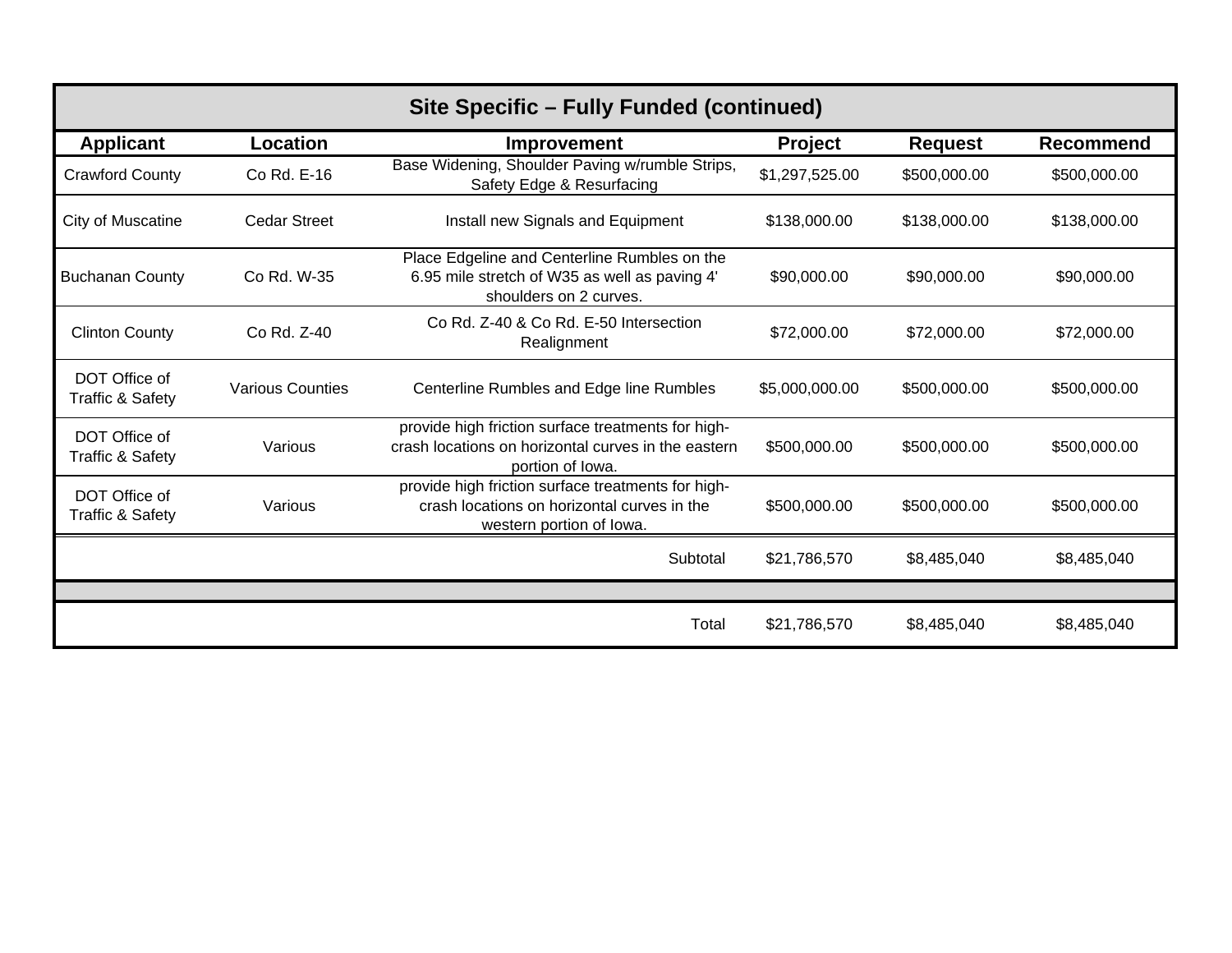| Site Specific – Fully Funded (continued) | | | | | |
|---|---|---|---|---|---|
| **Applicant** | **Location** | **Improvement** | **Project** | **Request** | **Recommend** |
| Crawford County | Co Rd. E-16 | Base Widening, Shoulder Paving w/rumble Strips, Safety Edge & Resurfacing | $1,297,525.00 | $500,000.00 | $500,000.00 |
| City of Muscatine | Cedar Street | Install new Signals and Equipment | $138,000.00 | $138,000.00 | $138,000.00 |
| Buchanan County | Co Rd. W-35 | Place Edgeline and Centerline Rumbles on the 6.95 mile stretch of W35 as well as paving 4' shoulders on 2 curves. | $90,000.00 | $90,000.00 | $90,000.00 |
| Clinton County | Co Rd. Z-40 | Co Rd. Z-40 & Co Rd. E-50 Intersection Realignment | $72,000.00 | $72,000.00 | $72,000.00 |
| DOT Office of Traffic & Safety | Various Counties | Centerline Rumbles and Edge line Rumbles | $5,000,000.00 | $500,000.00 | $500,000.00 |
| DOT Office of Traffic & Safety | Various | provide high friction surface treatments for high-crash locations on horizontal curves in the eastern portion of Iowa. | $500,000.00 | $500,000.00 | $500,000.00 |
| DOT Office of Traffic & Safety | Various | provide high friction surface treatments for high-crash locations on horizontal curves in the western portion of Iowa. | $500,000.00 | $500,000.00 | $500,000.00 |
| | | Subtotal | $21,786,570 | $8,485,040 | $8,485,040 |
| | | | | | |
| | | Total | $21,786,570 | $8,485,040 | $8,485,040 |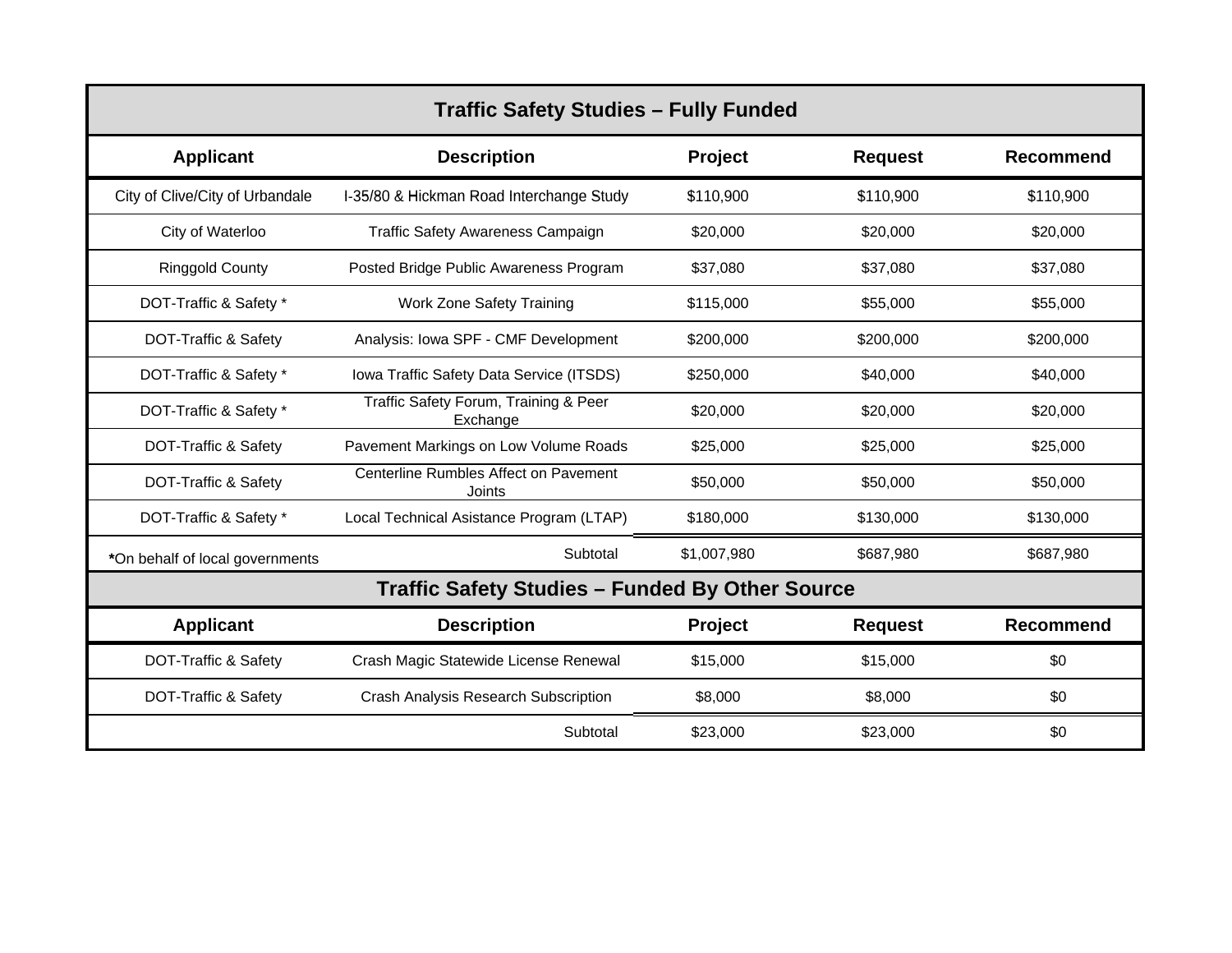## Traffic Safety Studies – Fully Funded

| Applicant | Description | Project | Request | Recommend |
|---|---|---|---|---|
| City of Clive/City of Urbandale | I-35/80 & Hickman Road Interchange Study | $110,900 | $110,900 | $110,900 |
| City of Waterloo | Traffic Safety Awareness Campaign | $20,000 | $20,000 | $20,000 |
| Ringgold County | Posted Bridge Public Awareness Program | $37,080 | $37,080 | $37,080 |
| DOT-Traffic & Safety * | Work Zone Safety Training | $115,000 | $55,000 | $55,000 |
| DOT-Traffic & Safety | Analysis: Iowa SPF - CMF Development | $200,000 | $200,000 | $200,000 |
| DOT-Traffic & Safety * | Iowa Traffic Safety Data Service (ITSDS) | $250,000 | $40,000 | $40,000 |
| DOT-Traffic & Safety * | Traffic Safety Forum, Training & Peer Exchange | $20,000 | $20,000 | $20,000 |
| DOT-Traffic & Safety | Pavement Markings on Low Volume Roads | $25,000 | $25,000 | $25,000 |
| DOT-Traffic & Safety | Centerline Rumbles Affect on Pavement Joints | $50,000 | $50,000 | $50,000 |
| DOT-Traffic & Safety * | Local Technical Asistance Program (LTAP) | $180,000 | $130,000 | $130,000 |
| ***On behalf of local governments** | Subtotal | $1,007,980 | $687,980 | $687,980 |

## Traffic Safety Studies – Funded By Other Source

| Applicant | Description | Project | Request | Recommend |
|---|---|---|---|---|
| DOT-Traffic & Safety | Crash Magic Statewide License Renewal | $15,000 | $15,000 | $0 |
| DOT-Traffic & Safety | Crash Analysis Research Subscription | $8,000 | $8,000 | $0 |
| | Subtotal | $23,000 | $23,000 | $0 |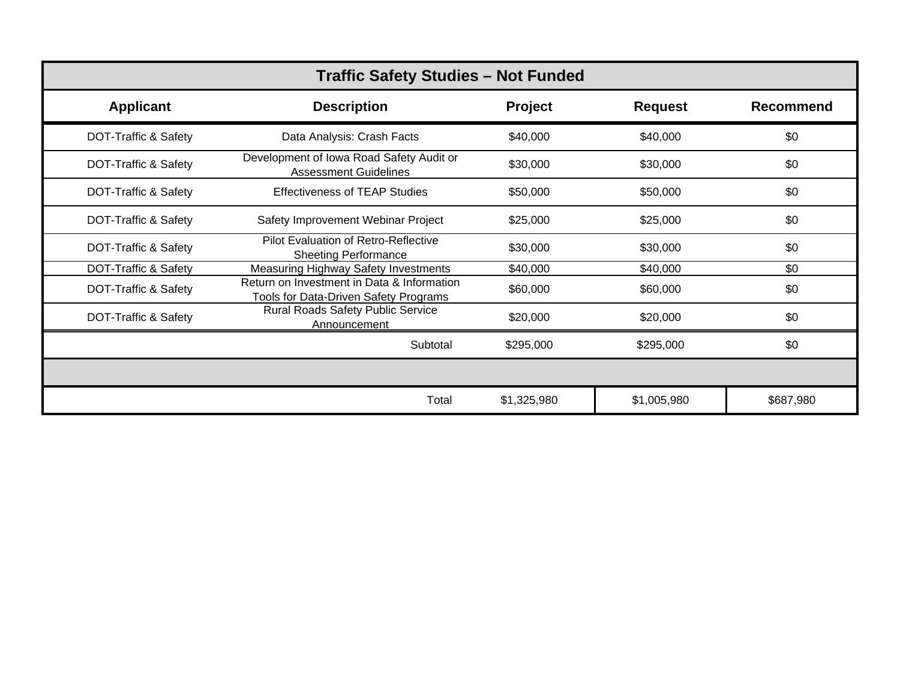| Traffic Safety Studies – Not Funded | | | | |
|---|---|---|---|---|
| **Applicant** | **Description** | **Project** | **Request** | **Recommend** |
| DOT-Traffic & Safety | Data Analysis: Crash Facts | $40,000 | $40,000 | $0 |
| DOT-Traffic & Safety | Development of Iowa Road Safety Audit or Assessment Guidelines | $30,000 | $30,000 | $0 |
| DOT-Traffic & Safety | Effectiveness of TEAP Studies | $50,000 | $50,000 | $0 |
| DOT-Traffic & Safety | Safety Improvement Webinar Project | $25,000 | $25,000 | $0 |
| DOT-Traffic & Safety | Pilot Evaluation of Retro-Reflective Sheeting Performance | $30,000 | $30,000 | $0 |
| DOT-Traffic & Safety | Measuring Highway Safety Investments | $40,000 | $40,000 | $0 |
| DOT-Traffic & Safety | Return on Investment in Data & Information Tools for Data-Driven Safety Programs | $60,000 | $60,000 | $0 |
| DOT-Traffic & Safety | Rural Roads Safety Public Service Announcement | $20,000 | $20,000 | $0 |
| | Subtotal | $295,000 | $295,000 | $0 |
| | | | | |
| | Total | $1,325,980 | $1,005,980 | $687,980 |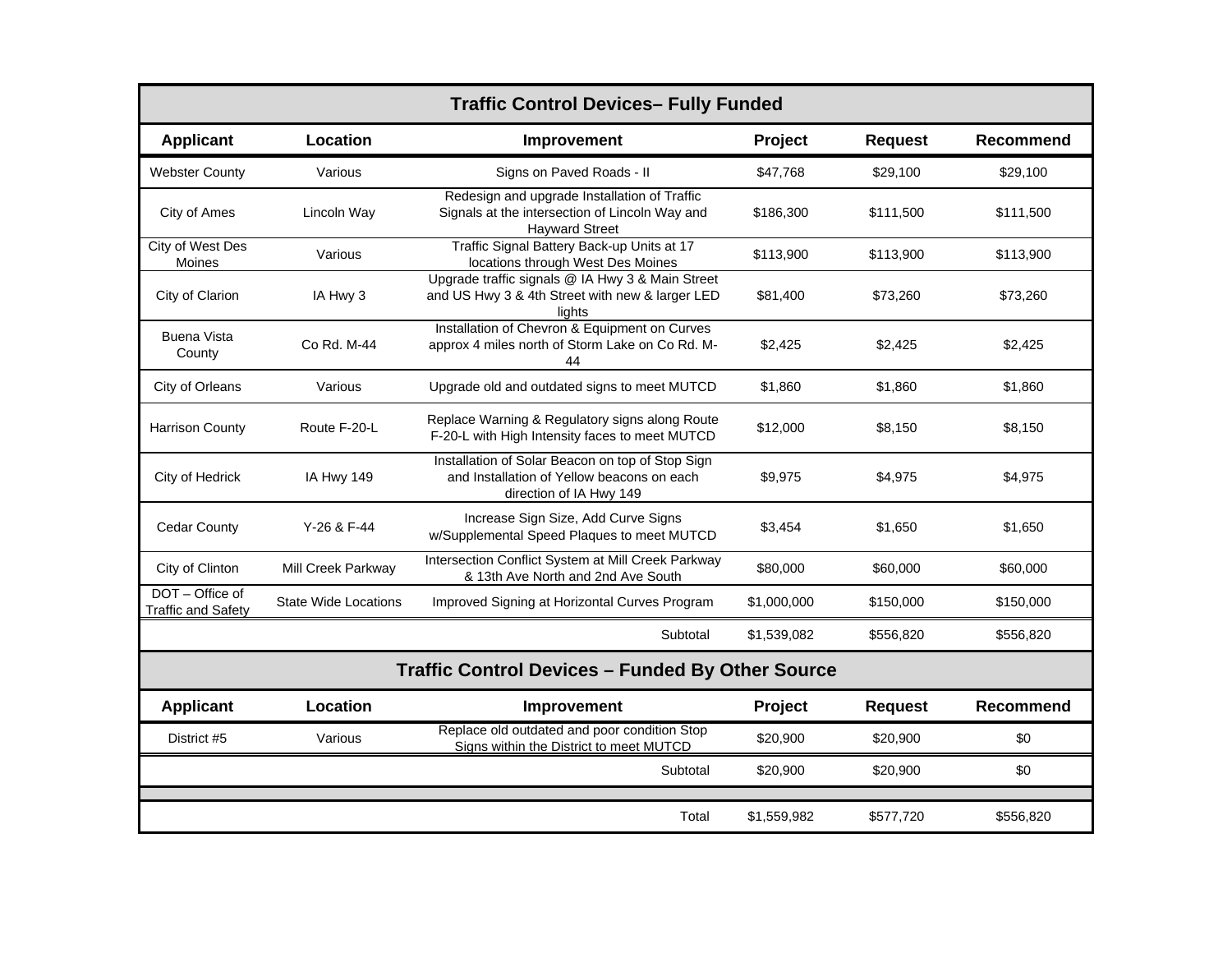## Traffic Control Devices– Fully Funded

| Applicant | Location | Improvement | Project | Request | Recommend |
|---|---|---|---|---|---|
| Webster County | Various | Signs on Paved Roads - II | $47,768 | $29,100 | $29,100 |
| City of Ames | Lincoln Way | Redesign and upgrade Installation of Traffic Signals at the intersection of Lincoln Way and Hayward Street | $186,300 | $111,500 | $111,500 |
| City of West Des Moines | Various | Traffic Signal Battery Back-up Units at 17 locations through West Des Moines | $113,900 | $113,900 | $113,900 |
| City of Clarion | IA Hwy 3 | Upgrade traffic signals @ IA Hwy 3 & Main Street and US Hwy 3 & 4th Street with new & larger LED lights | $81,400 | $73,260 | $73,260 |
| Buena Vista County | Co Rd. M-44 | Installation of Chevron & Equipment on Curves approx 4 miles north of Storm Lake on Co Rd. M-44 | $2,425 | $2,425 | $2,425 |
| City of Orleans | Various | Upgrade old and outdated signs to meet MUTCD | $1,860 | $1,860 | $1,860 |
| Harrison County | Route F-20-L | Replace Warning & Regulatory signs along Route F-20-L with High Intensity faces to meet MUTCD | $12,000 | $8,150 | $8,150 |
| City of Hedrick | IA Hwy 149 | Installation of Solar Beacon on top of Stop Sign and Installation of Yellow beacons on each direction of IA Hwy 149 | $9,975 | $4,975 | $4,975 |
| Cedar County | Y-26 & F-44 | Increase Sign Size, Add Curve Signs w/Supplemental Speed Plaques to meet MUTCD | $3,454 | $1,650 | $1,650 |
| City of Clinton | Mill Creek Parkway | Intersection Conflict System at Mill Creek Parkway & 13th Ave North and 2nd Ave South | $80,000 | $60,000 | $60,000 |
| DOT – Office of Traffic and Safety | State Wide Locations | Improved Signing at Horizontal Curves Program | $1,000,000 | $150,000 | $150,000 |
| | | Subtotal | $1,539,082 | $556,820 | $556,820 |

## Traffic Control Devices – Funded By Other Source

| Applicant | Location | Improvement | Project | Request | Recommend |
|---|---|---|---|---|---|
| District #5 | Various | Replace old outdated and poor condition Stop Signs within the District to meet MUTCD | $20,900 | $20,900 | $0 |
| | | Subtotal | $20,900 | $20,900 | $0 |
| | | Total | $1,559,982 | $577,720 | $556,820 |